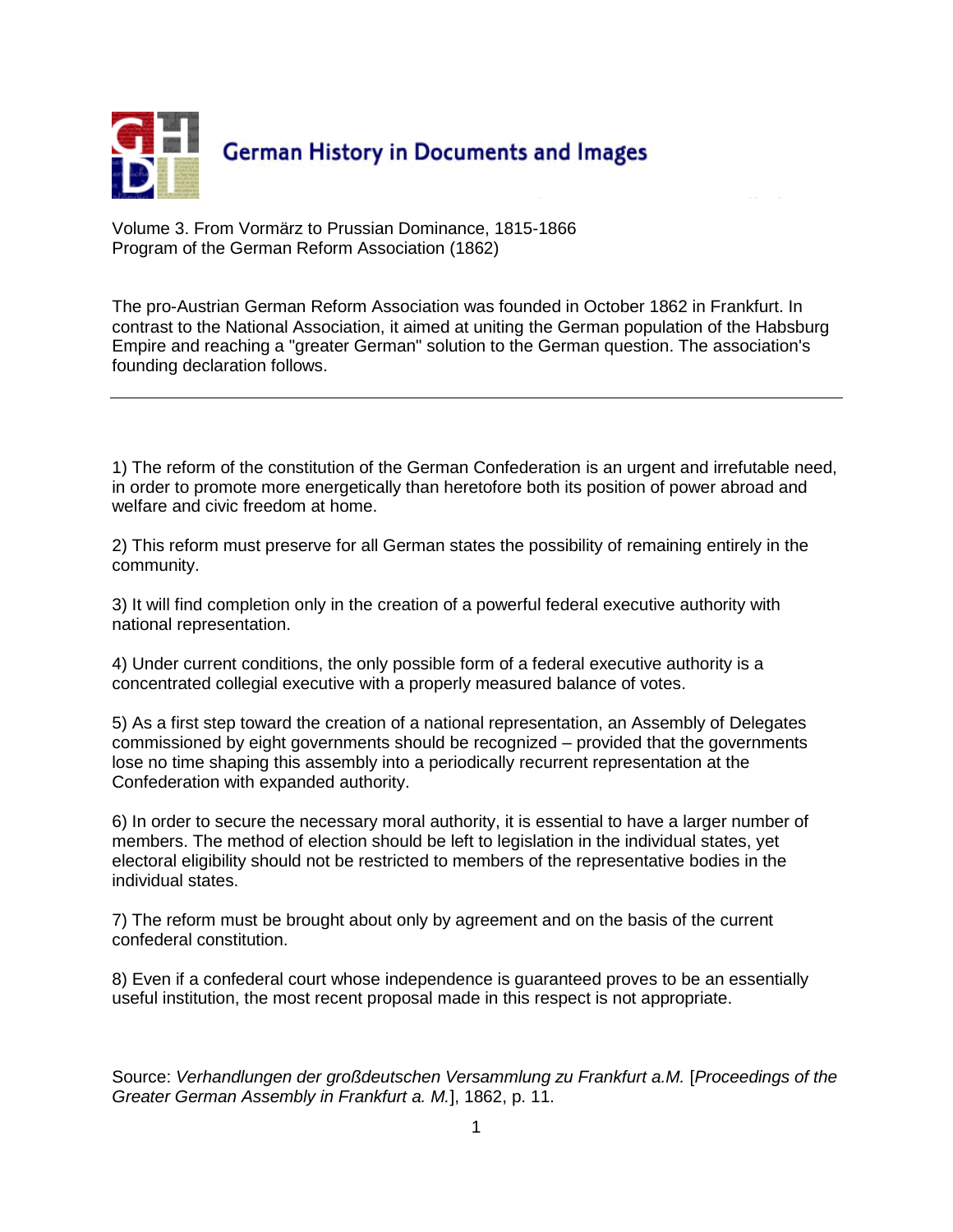# German History in Documents and Images

Volume 3. From Vormärz to Prussian Dominance, 1815-1866
Program of the German Reform Association (1862)

The pro-Austrian German Reform Association was founded in October 1862 in Frankfurt. In contrast to the National Association, it aimed at uniting the German population of the Habsburg Empire and reaching a "greater German" solution to the German question. The association's founding declaration follows.

---

1) The reform of the constitution of the German Confederation is an urgent and irrefutable need, in order to promote more energetically than heretofore both its position of power abroad and welfare and civic freedom at home.

2) This reform must preserve for all German states the possibility of remaining entirely in the community.

3) It will find completion only in the creation of a powerful federal executive authority with national representation.

4) Under current conditions, the only possible form of a federal executive authority is a concentrated collegial executive with a properly measured balance of votes.

5) As a first step toward the creation of a national representation, an Assembly of Delegates commissioned by eight governments should be recognized – provided that the governments lose no time shaping this assembly into a periodically recurrent representation at the Confederation with expanded authority.

6) In order to secure the necessary moral authority, it is essential to have a larger number of members. The method of election should be left to legislation in the individual states, yet electoral eligibility should not be restricted to members of the representative bodies in the individual states.

7) The reform must be brought about only by agreement and on the basis of the current confederal constitution.

8) Even if a confederal court whose independence is guaranteed proves to be an essentially useful institution, the most recent proposal made in this respect is not appropriate.

Source: *Verhandlungen der großdeutschen Versammlung zu Frankfurt a.M.* [*Proceedings of the Greater German Assembly in Frankfurt a. M.*], 1862, p. 11.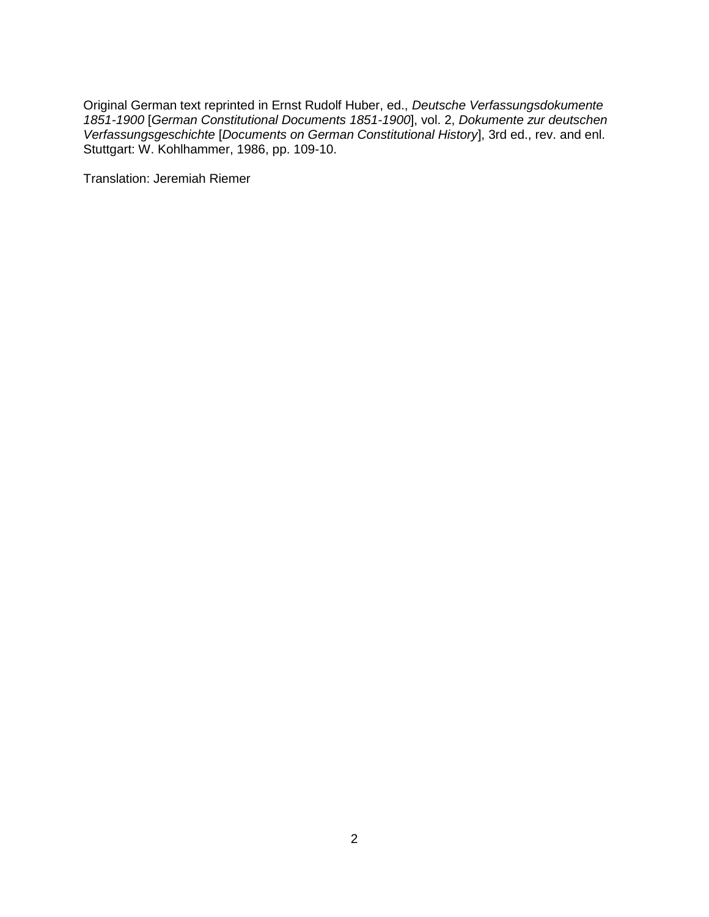Original German text reprinted in Ernst Rudolf Huber, ed., *Deutsche Verfassungsdokumente 1851-1900* [*German Constitutional Documents 1851-1900*], vol. 2, *Dokumente zur deutschen Verfassungsgeschichte* [*Documents on German Constitutional History*], 3rd ed., rev. and enl. Stuttgart: W. Kohlhammer, 1986, pp. 109-10.

Translation: Jeremiah Riemer